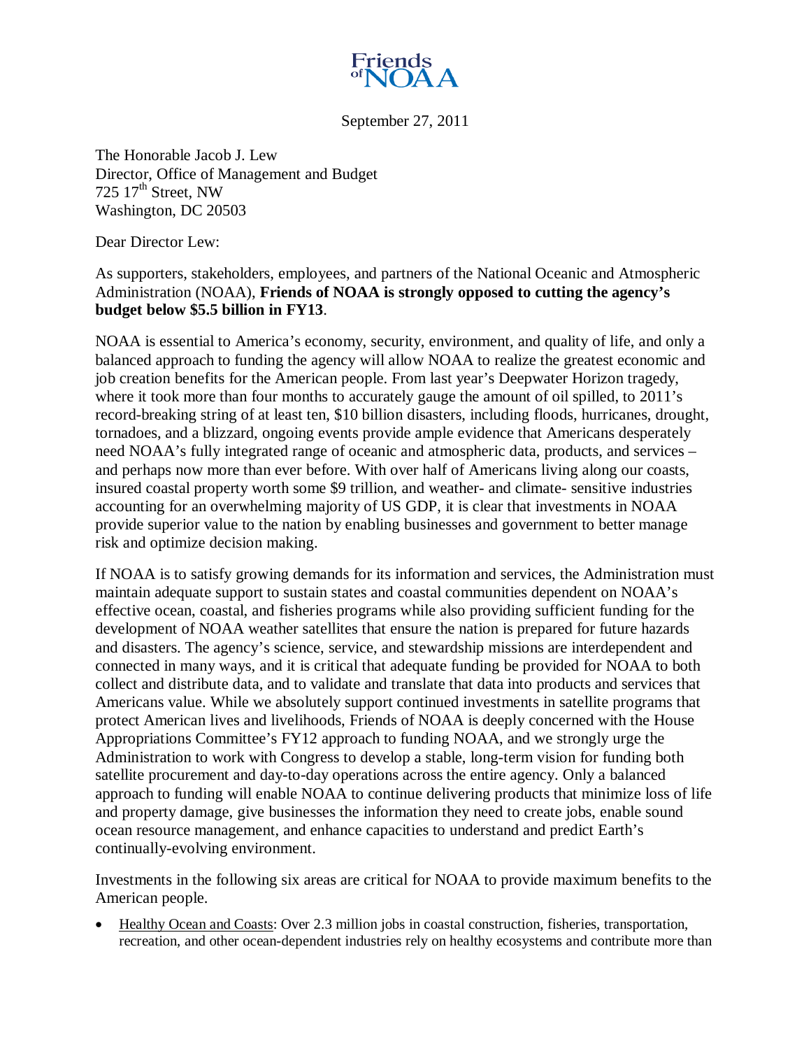Friends of NOAA

September 27, 2011

The Honorable Jacob J. Lew
Director, Office of Management and Budget
725 17th Street, NW
Washington, DC 20503

Dear Director Lew:

As supporters, stakeholders, employees, and partners of the National Oceanic and Atmospheric Administration (NOAA), **Friends of NOAA is strongly opposed to cutting the agency's budget below $5.5 billion in FY13**.

NOAA is essential to America's economy, security, environment, and quality of life, and only a balanced approach to funding the agency will allow NOAA to realize the greatest economic and job creation benefits for the American people. From last year's Deepwater Horizon tragedy, where it took more than four months to accurately gauge the amount of oil spilled, to 2011's record-breaking string of at least ten, $10 billion disasters, including floods, hurricanes, drought, tornadoes, and a blizzard, ongoing events provide ample evidence that Americans desperately need NOAA's fully integrated range of oceanic and atmospheric data, products, and services – and perhaps now more than ever before. With over half of Americans living along our coasts, insured coastal property worth some $9 trillion, and weather- and climate- sensitive industries accounting for an overwhelming majority of US GDP, it is clear that investments in NOAA provide superior value to the nation by enabling businesses and government to better manage risk and optimize decision making.

If NOAA is to satisfy growing demands for its information and services, the Administration must maintain adequate support to sustain states and coastal communities dependent on NOAA's effective ocean, coastal, and fisheries programs while also providing sufficient funding for the development of NOAA weather satellites that ensure the nation is prepared for future hazards and disasters. The agency's science, service, and stewardship missions are interdependent and connected in many ways, and it is critical that adequate funding be provided for NOAA to both collect and distribute data, and to validate and translate that data into products and services that Americans value. While we absolutely support continued investments in satellite programs that protect American lives and livelihoods, Friends of NOAA is deeply concerned with the House Appropriations Committee's FY12 approach to funding NOAA, and we strongly urge the Administration to work with Congress to develop a stable, long-term vision for funding both satellite procurement and day-to-day operations across the entire agency. Only a balanced approach to funding will enable NOAA to continue delivering products that minimize loss of life and property damage, give businesses the information they need to create jobs, enable sound ocean resource management, and enhance capacities to understand and predict Earth's continually-evolving environment.

Investments in the following six areas are critical for NOAA to provide maximum benefits to the American people.

- Healthy Ocean and Coasts: Over 2.3 million jobs in coastal construction, fisheries, transportation, recreation, and other ocean-dependent industries rely on healthy ecosystems and contribute more than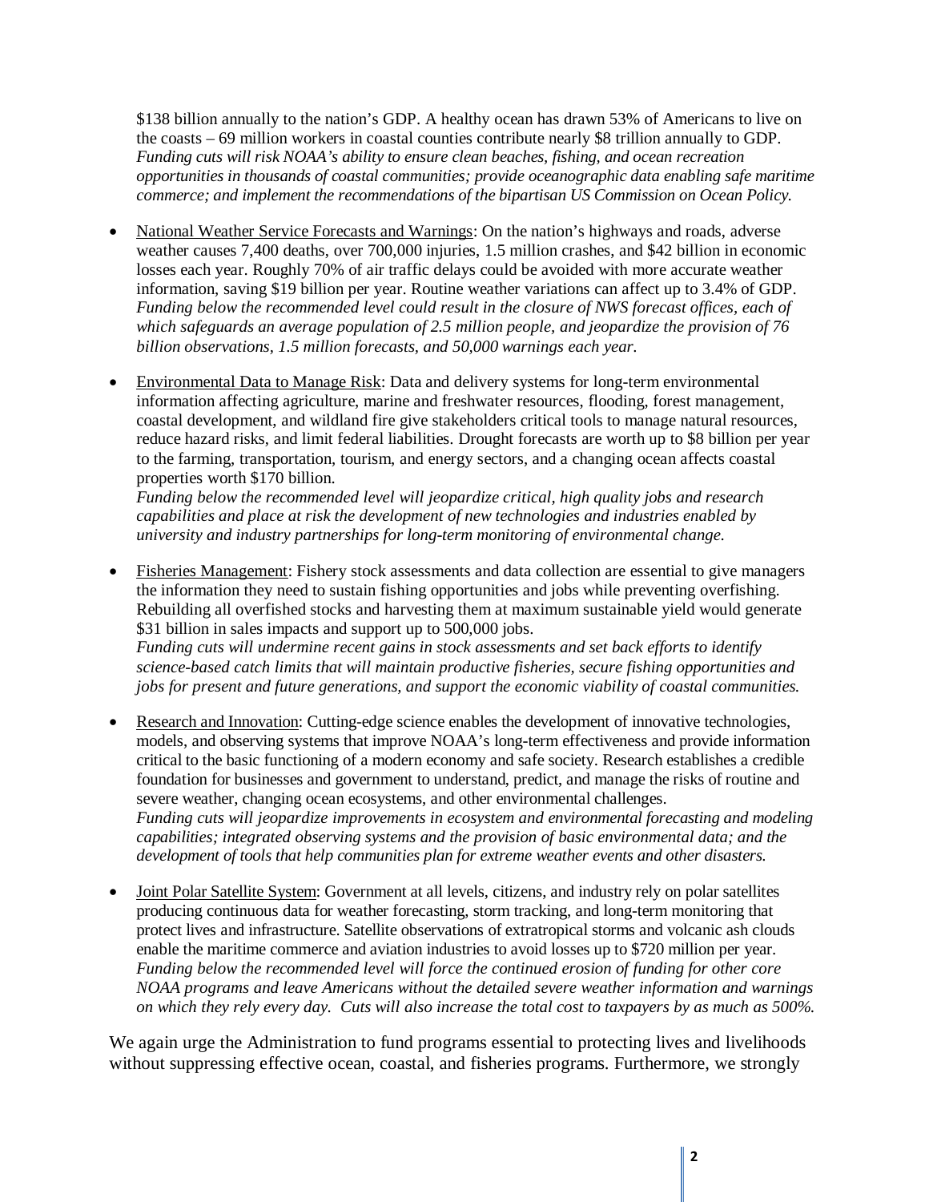$138 billion annually to the nation's GDP. A healthy ocean has drawn 53% of Americans to live on the coasts – 69 million workers in coastal counties contribute nearly $8 trillion annually to GDP. *Funding cuts will risk NOAA's ability to ensure clean beaches, fishing, and ocean recreation opportunities in thousands of coastal communities; provide oceanographic data enabling safe maritime commerce; and implement the recommendations of the bipartisan US Commission on Ocean Policy.*

- National Weather Service Forecasts and Warnings: On the nation's highways and roads, adverse weather causes 7,400 deaths, over 700,000 injuries, 1.5 million crashes, and $42 billion in economic losses each year. Roughly 70% of air traffic delays could be avoided with more accurate weather information, saving $19 billion per year. Routine weather variations can affect up to 3.4% of GDP. *Funding below the recommended level could result in the closure of NWS forecast offices, each of which safeguards an average population of 2.5 million people, and jeopardize the provision of 76 billion observations, 1.5 million forecasts, and 50,000 warnings each year.*

- Environmental Data to Manage Risk: Data and delivery systems for long-term environmental information affecting agriculture, marine and freshwater resources, flooding, forest management, coastal development, and wildland fire give stakeholders critical tools to manage natural resources, reduce hazard risks, and limit federal liabilities. Drought forecasts are worth up to $8 billion per year to the farming, transportation, tourism, and energy sectors, and a changing ocean affects coastal properties worth $170 billion.
*Funding below the recommended level will jeopardize critical, high quality jobs and research capabilities and place at risk the development of new technologies and industries enabled by university and industry partnerships for long-term monitoring of environmental change.*

- Fisheries Management: Fishery stock assessments and data collection are essential to give managers the information they need to sustain fishing opportunities and jobs while preventing overfishing. Rebuilding all overfished stocks and harvesting them at maximum sustainable yield would generate $31 billion in sales impacts and support up to 500,000 jobs.
*Funding cuts will undermine recent gains in stock assessments and set back efforts to identify science-based catch limits that will maintain productive fisheries, secure fishing opportunities and jobs for present and future generations, and support the economic viability of coastal communities.*

- Research and Innovation: Cutting-edge science enables the development of innovative technologies, models, and observing systems that improve NOAA's long-term effectiveness and provide information critical to the basic functioning of a modern economy and safe society. Research establishes a credible foundation for businesses and government to understand, predict, and manage the risks of routine and severe weather, changing ocean ecosystems, and other environmental challenges.
*Funding cuts will jeopardize improvements in ecosystem and environmental forecasting and modeling capabilities; integrated observing systems and the provision of basic environmental data; and the development of tools that help communities plan for extreme weather events and other disasters.*

- Joint Polar Satellite System: Government at all levels, citizens, and industry rely on polar satellites producing continuous data for weather forecasting, storm tracking, and long-term monitoring that protect lives and infrastructure. Satellite observations of extratropical storms and volcanic ash clouds enable the maritime commerce and aviation industries to avoid losses up to $720 million per year. *Funding below the recommended level will force the continued erosion of funding for other core NOAA programs and leave Americans without the detailed severe weather information and warnings on which they rely every day. Cuts will also increase the total cost to taxpayers by as much as 500%.*

We again urge the Administration to fund programs essential to protecting lives and livelihoods without suppressing effective ocean, coastal, and fisheries programs. Furthermore, we strongly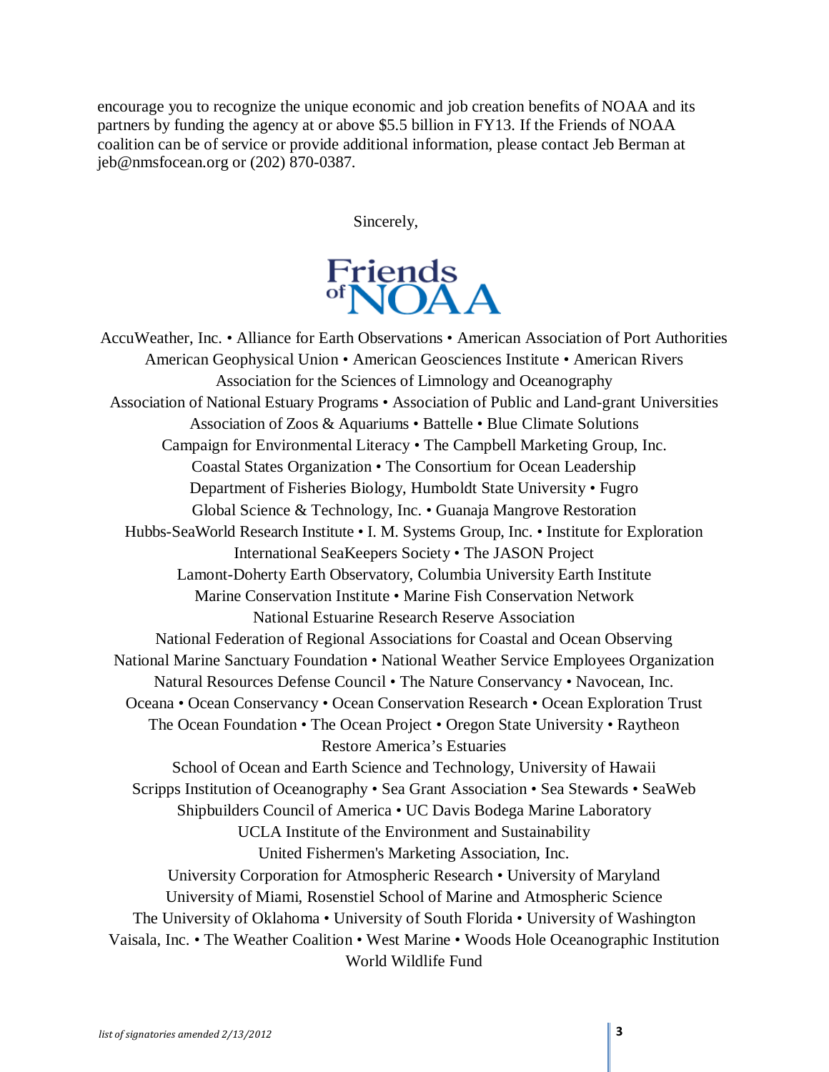encourage you to recognize the unique economic and job creation benefits of NOAA and its partners by funding the agency at or above $5.5 billion in FY13. If the Friends of NOAA coalition can be of service or provide additional information, please contact Jeb Berman at jeb@nmsfocean.org or (202) 870-0387.

Sincerely,

Friends of NOAA

AccuWeather, Inc. • Alliance for Earth Observations • American Association of Port Authorities
American Geophysical Union • American Geosciences Institute • American Rivers
Association for the Sciences of Limnology and Oceanography
Association of National Estuary Programs • Association of Public and Land-grant Universities
Association of Zoos & Aquariums • Battelle • Blue Climate Solutions
Campaign for Environmental Literacy • The Campbell Marketing Group, Inc.
Coastal States Organization • The Consortium for Ocean Leadership
Department of Fisheries Biology, Humboldt State University • Fugro
Global Science & Technology, Inc. • Guanaja Mangrove Restoration
Hubbs-SeaWorld Research Institute • I. M. Systems Group, Inc. • Institute for Exploration
International SeaKeepers Society • The JASON Project
Lamont-Doherty Earth Observatory, Columbia University Earth Institute
Marine Conservation Institute • Marine Fish Conservation Network
National Estuarine Research Reserve Association
National Federation of Regional Associations for Coastal and Ocean Observing
National Marine Sanctuary Foundation • National Weather Service Employees Organization
Natural Resources Defense Council • The Nature Conservancy • Navocean, Inc.
Oceana • Ocean Conservancy • Ocean Conservation Research • Ocean Exploration Trust
The Ocean Foundation • The Ocean Project • Oregon State University • Raytheon
Restore America's Estuaries
School of Ocean and Earth Science and Technology, University of Hawaii
Scripps Institution of Oceanography • Sea Grant Association • Sea Stewards • SeaWeb
Shipbuilders Council of America • UC Davis Bodega Marine Laboratory
UCLA Institute of the Environment and Sustainability
United Fishermen's Marketing Association, Inc.
University Corporation for Atmospheric Research • University of Maryland
University of Miami, Rosenstiel School of Marine and Atmospheric Science
The University of Oklahoma • University of South Florida • University of Washington
Vaisala, Inc. • The Weather Coalition • West Marine • Woods Hole Oceanographic Institution
World Wildlife Fund

*list of signatories amended 2/13/2012*